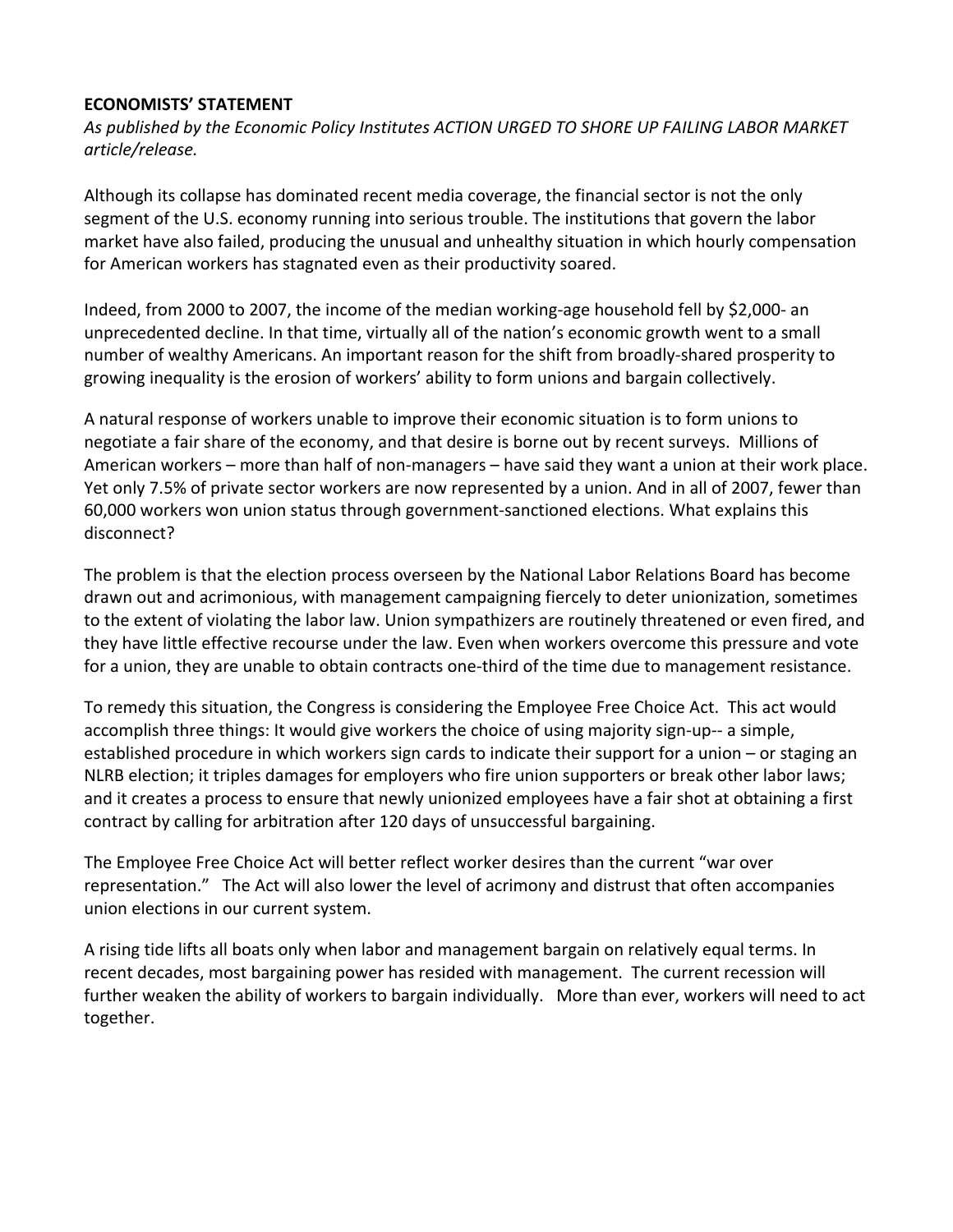**ECONOMISTS' STATEMENT**

*As published by the Economic Policy Institutes ACTION URGED TO SHORE UP FAILING LABOR MARKET article/release.*

Although its collapse has dominated recent media coverage, the financial sector is not the only segment of the U.S. economy running into serious trouble. The institutions that govern the labor market have also failed, producing the unusual and unhealthy situation in which hourly compensation for American workers has stagnated even as their productivity soared.

Indeed, from 2000 to 2007, the income of the median working-age household fell by $2,000- an unprecedented decline. In that time, virtually all of the nation's economic growth went to a small number of wealthy Americans. An important reason for the shift from broadly-shared prosperity to growing inequality is the erosion of workers' ability to form unions and bargain collectively.

A natural response of workers unable to improve their economic situation is to form unions to negotiate a fair share of the economy, and that desire is borne out by recent surveys. Millions of American workers – more than half of non-managers – have said they want a union at their work place. Yet only 7.5% of private sector workers are now represented by a union. And in all of 2007, fewer than 60,000 workers won union status through government-sanctioned elections. What explains this disconnect?

The problem is that the election process overseen by the National Labor Relations Board has become drawn out and acrimonious, with management campaigning fiercely to deter unionization, sometimes to the extent of violating the labor law. Union sympathizers are routinely threatened or even fired, and they have little effective recourse under the law. Even when workers overcome this pressure and vote for a union, they are unable to obtain contracts one-third of the time due to management resistance.

To remedy this situation, the Congress is considering the Employee Free Choice Act. This act would accomplish three things: It would give workers the choice of using majority sign-up-- a simple, established procedure in which workers sign cards to indicate their support for a union – or staging an NLRB election; it triples damages for employers who fire union supporters or break other labor laws; and it creates a process to ensure that newly unionized employees have a fair shot at obtaining a first contract by calling for arbitration after 120 days of unsuccessful bargaining.

The Employee Free Choice Act will better reflect worker desires than the current "war over representation." The Act will also lower the level of acrimony and distrust that often accompanies union elections in our current system.

A rising tide lifts all boats only when labor and management bargain on relatively equal terms. In recent decades, most bargaining power has resided with management. The current recession will further weaken the ability of workers to bargain individually. More than ever, workers will need to act together.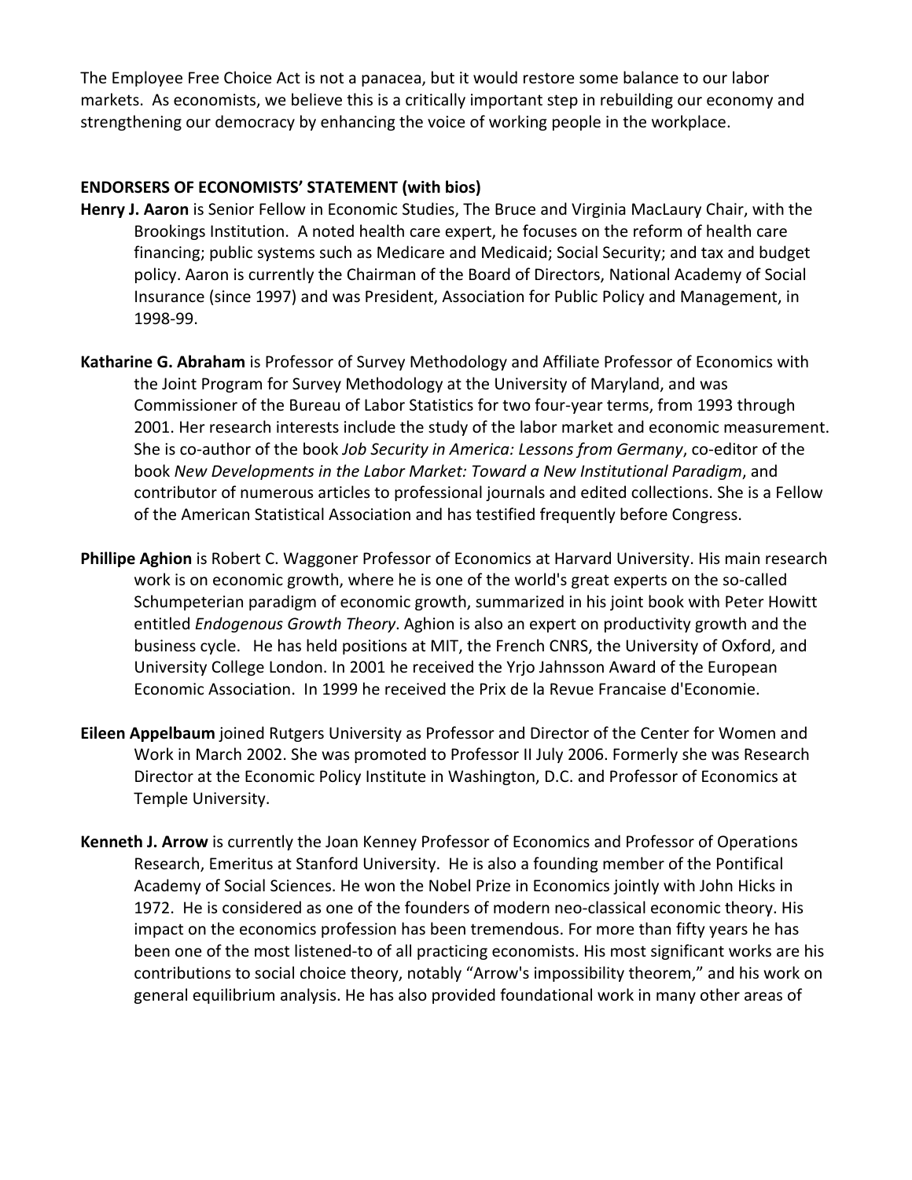The Employee Free Choice Act is not a panacea, but it would restore some balance to our labor markets. As economists, we believe this is a critically important step in rebuilding our economy and strengthening our democracy by enhancing the voice of working people in the workplace.

**ENDORSERS OF ECONOMISTS' STATEMENT (with bios)**

**Henry J. Aaron** is Senior Fellow in Economic Studies, The Bruce and Virginia MacLaury Chair, with the Brookings Institution. A noted health care expert, he focuses on the reform of health care financing; public systems such as Medicare and Medicaid; Social Security; and tax and budget policy. Aaron is currently the Chairman of the Board of Directors, National Academy of Social Insurance (since 1997) and was President, Association for Public Policy and Management, in 1998-99.

**Katharine G. Abraham** is Professor of Survey Methodology and Affiliate Professor of Economics with the Joint Program for Survey Methodology at the University of Maryland, and was Commissioner of the Bureau of Labor Statistics for two four-year terms, from 1993 through 2001. Her research interests include the study of the labor market and economic measurement. She is co-author of the book *Job Security in America: Lessons from Germany*, co-editor of the book *New Developments in the Labor Market: Toward a New Institutional Paradigm*, and contributor of numerous articles to professional journals and edited collections. She is a Fellow of the American Statistical Association and has testified frequently before Congress.

**Phillipe Aghion** is Robert C. Waggoner Professor of Economics at Harvard University. His main research work is on economic growth, where he is one of the world's great experts on the so-called Schumpeterian paradigm of economic growth, summarized in his joint book with Peter Howitt entitled *Endogenous Growth Theory*. Aghion is also an expert on productivity growth and the business cycle. He has held positions at MIT, the French CNRS, the University of Oxford, and University College London. In 2001 he received the Yrjo Jahnsson Award of the European Economic Association. In 1999 he received the Prix de la Revue Francaise d'Economie.

**Eileen Appelbaum** joined Rutgers University as Professor and Director of the Center for Women and Work in March 2002. She was promoted to Professor II July 2006. Formerly she was Research Director at the Economic Policy Institute in Washington, D.C. and Professor of Economics at Temple University.

**Kenneth J. Arrow** is currently the Joan Kenney Professor of Economics and Professor of Operations Research, Emeritus at Stanford University. He is also a founding member of the Pontifical Academy of Social Sciences. He won the Nobel Prize in Economics jointly with John Hicks in 1972. He is considered as one of the founders of modern neo-classical economic theory. His impact on the economics profession has been tremendous. For more than fifty years he has been one of the most listened-to of all practicing economists. His most significant works are his contributions to social choice theory, notably "Arrow's impossibility theorem," and his work on general equilibrium analysis. He has also provided foundational work in many other areas of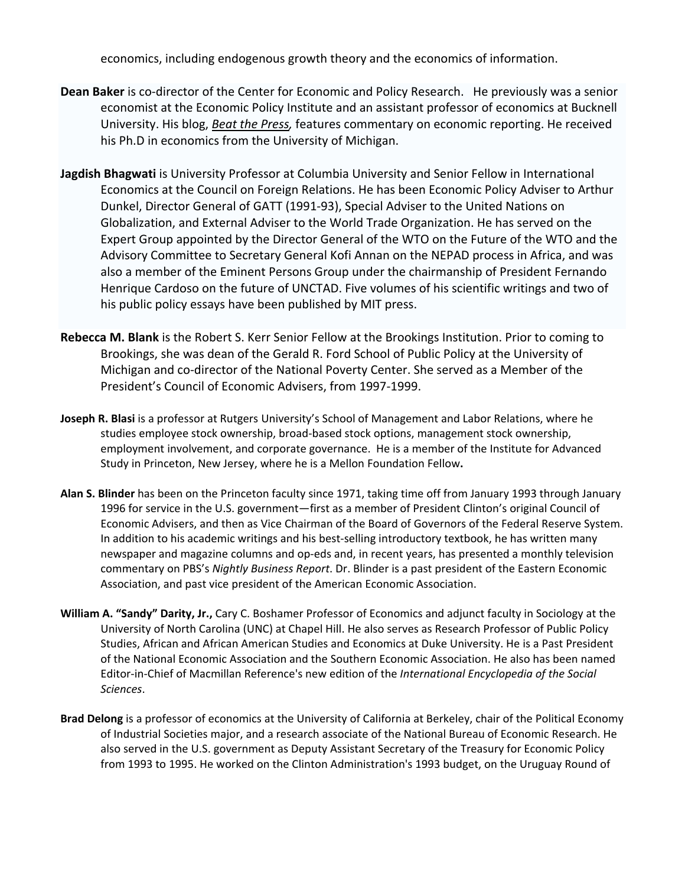economics, including endogenous growth theory and the economics of information.

**Dean Baker** is co-director of the Center for Economic and Policy Research. He previously was a senior economist at the Economic Policy Institute and an assistant professor of economics at Bucknell University. His blog, *Beat the Press,* features commentary on economic reporting. He received his Ph.D in economics from the University of Michigan.

**Jagdish Bhagwati** is University Professor at Columbia University and Senior Fellow in International Economics at the Council on Foreign Relations. He has been Economic Policy Adviser to Arthur Dunkel, Director General of GATT (1991-93), Special Adviser to the United Nations on Globalization, and External Adviser to the World Trade Organization. He has served on the Expert Group appointed by the Director General of the WTO on the Future of the WTO and the Advisory Committee to Secretary General Kofi Annan on the NEPAD process in Africa, and was also a member of the Eminent Persons Group under the chairmanship of President Fernando Henrique Cardoso on the future of UNCTAD. Five volumes of his scientific writings and two of his public policy essays have been published by MIT press.

**Rebecca M. Blank** is the Robert S. Kerr Senior Fellow at the Brookings Institution. Prior to coming to Brookings, she was dean of the Gerald R. Ford School of Public Policy at the University of Michigan and co-director of the National Poverty Center. She served as a Member of the President's Council of Economic Advisers, from 1997-1999.

**Joseph R. Blasi** is a professor at Rutgers University's School of Management and Labor Relations, where he studies employee stock ownership, broad-based stock options, management stock ownership, employment involvement, and corporate governance. He is a member of the Institute for Advanced Study in Princeton, New Jersey, where he is a Mellon Foundation Fellow.

**Alan S. Blinder** has been on the Princeton faculty since 1971, taking time off from January 1993 through January 1996 for service in the U.S. government—first as a member of President Clinton's original Council of Economic Advisers, and then as Vice Chairman of the Board of Governors of the Federal Reserve System. In addition to his academic writings and his best-selling introductory textbook, he has written many newspaper and magazine columns and op-eds and, in recent years, has presented a monthly television commentary on PBS's *Nightly Business Report*. Dr. Blinder is a past president of the Eastern Economic Association, and past vice president of the American Economic Association.

**William A. "Sandy" Darity, Jr.,** Cary C. Boshamer Professor of Economics and adjunct faculty in Sociology at the University of North Carolina (UNC) at Chapel Hill. He also serves as Research Professor of Public Policy Studies, African and African American Studies and Economics at Duke University. He is a Past President of the National Economic Association and the Southern Economic Association. He also has been named Editor-in-Chief of Macmillan Reference's new edition of the *International Encyclopedia of the Social Sciences*.

**Brad Delong** is a professor of economics at the University of California at Berkeley, chair of the Political Economy of Industrial Societies major, and a research associate of the National Bureau of Economic Research. He also served in the U.S. government as Deputy Assistant Secretary of the Treasury for Economic Policy from 1993 to 1995. He worked on the Clinton Administration's 1993 budget, on the Uruguay Round of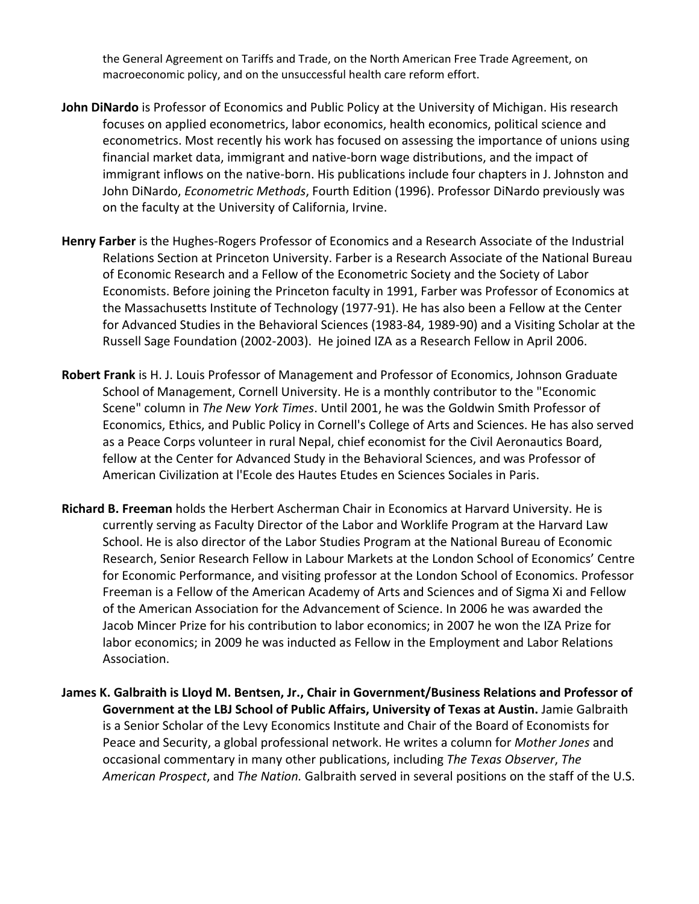the General Agreement on Tariffs and Trade, on the North American Free Trade Agreement, on macroeconomic policy, and on the unsuccessful health care reform effort.

**John DiNardo** is Professor of Economics and Public Policy at the University of Michigan. His research focuses on applied econometrics, labor economics, health economics, political science and econometrics. Most recently his work has focused on assessing the importance of unions using financial market data, immigrant and native-born wage distributions, and the impact of immigrant inflows on the native-born. His publications include four chapters in J. Johnston and John DiNardo, *Econometric Methods*, Fourth Edition (1996). Professor DiNardo previously was on the faculty at the University of California, Irvine.

**Henry Farber** is the Hughes-Rogers Professor of Economics and a Research Associate of the Industrial Relations Section at Princeton University. Farber is a Research Associate of the National Bureau of Economic Research and a Fellow of the Econometric Society and the Society of Labor Economists. Before joining the Princeton faculty in 1991, Farber was Professor of Economics at the Massachusetts Institute of Technology (1977-91). He has also been a Fellow at the Center for Advanced Studies in the Behavioral Sciences (1983-84, 1989-90) and a Visiting Scholar at the Russell Sage Foundation (2002-2003). He joined IZA as a Research Fellow in April 2006.

**Robert Frank** is H. J. Louis Professor of Management and Professor of Economics, Johnson Graduate School of Management, Cornell University. He is a monthly contributor to the "Economic Scene" column in *The New York Times*. Until 2001, he was the Goldwin Smith Professor of Economics, Ethics, and Public Policy in Cornell's College of Arts and Sciences. He has also served as a Peace Corps volunteer in rural Nepal, chief economist for the Civil Aeronautics Board, fellow at the Center for Advanced Study in the Behavioral Sciences, and was Professor of American Civilization at l'Ecole des Hautes Etudes en Sciences Sociales in Paris.

**Richard B. Freeman** holds the Herbert Ascherman Chair in Economics at Harvard University. He is currently serving as Faculty Director of the Labor and Worklife Program at the Harvard Law School. He is also director of the Labor Studies Program at the National Bureau of Economic Research, Senior Research Fellow in Labour Markets at the London School of Economics' Centre for Economic Performance, and visiting professor at the London School of Economics. Professor Freeman is a Fellow of the American Academy of Arts and Sciences and of Sigma Xi and Fellow of the American Association for the Advancement of Science. In 2006 he was awarded the Jacob Mincer Prize for his contribution to labor economics; in 2007 he won the IZA Prize for labor economics; in 2009 he was inducted as Fellow in the Employment and Labor Relations Association.

**James K. Galbraith is Lloyd M. Bentsen, Jr., Chair in Government/Business Relations and Professor of Government at the LBJ School of Public Affairs, University of Texas at Austin.** Jamie Galbraith is a Senior Scholar of the Levy Economics Institute and Chair of the Board of Economists for Peace and Security, a global professional network. He writes a column for *Mother Jones* and occasional commentary in many other publications, including *The Texas Observer*, *The American Prospect*, and *The Nation.* Galbraith served in several positions on the staff of the U.S.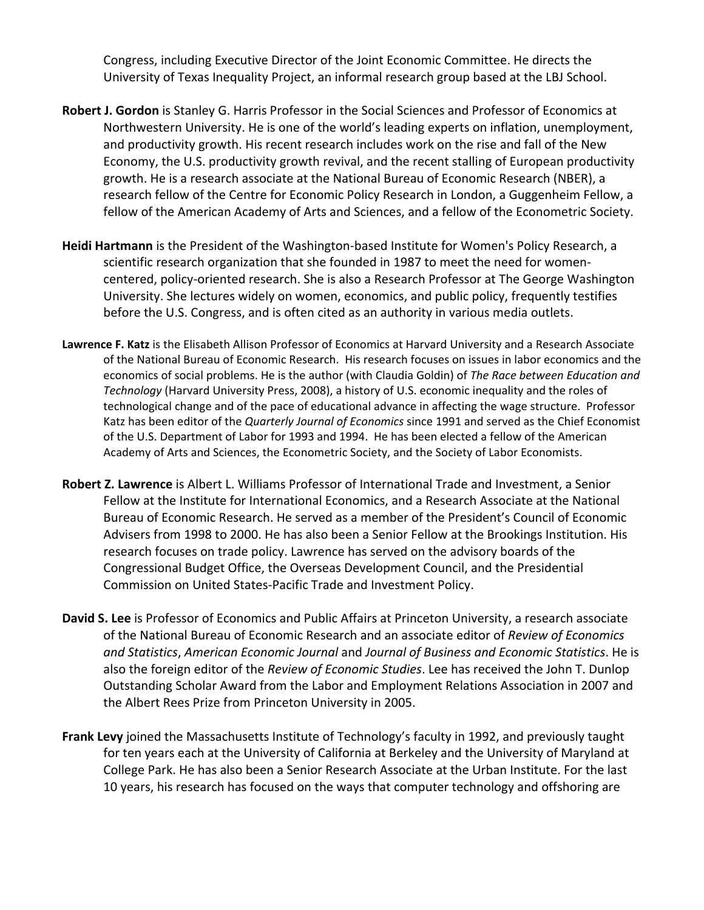Congress, including Executive Director of the Joint Economic Committee. He directs the University of Texas Inequality Project, an informal research group based at the LBJ School.

**Robert J. Gordon** is Stanley G. Harris Professor in the Social Sciences and Professor of Economics at Northwestern University. He is one of the world's leading experts on inflation, unemployment, and productivity growth. His recent research includes work on the rise and fall of the New Economy, the U.S. productivity growth revival, and the recent stalling of European productivity growth. He is a research associate at the National Bureau of Economic Research (NBER), a research fellow of the Centre for Economic Policy Research in London, a Guggenheim Fellow, a fellow of the American Academy of Arts and Sciences, and a fellow of the Econometric Society.

**Heidi Hartmann** is the President of the Washington-based Institute for Women's Policy Research, a scientific research organization that she founded in 1987 to meet the need for women-centered, policy-oriented research. She is also a Research Professor at The George Washington University. She lectures widely on women, economics, and public policy, frequently testifies before the U.S. Congress, and is often cited as an authority in various media outlets.

**Lawrence F. Katz** is the Elisabeth Allison Professor of Economics at Harvard University and a Research Associate of the National Bureau of Economic Research. His research focuses on issues in labor economics and the economics of social problems. He is the author (with Claudia Goldin) of *The Race between Education and Technology* (Harvard University Press, 2008), a history of U.S. economic inequality and the roles of technological change and of the pace of educational advance in affecting the wage structure. Professor Katz has been editor of the *Quarterly Journal of Economics* since 1991 and served as the Chief Economist of the U.S. Department of Labor for 1993 and 1994. He has been elected a fellow of the American Academy of Arts and Sciences, the Econometric Society, and the Society of Labor Economists.

**Robert Z. Lawrence** is Albert L. Williams Professor of International Trade and Investment, a Senior Fellow at the Institute for International Economics, and a Research Associate at the National Bureau of Economic Research. He served as a member of the President's Council of Economic Advisers from 1998 to 2000. He has also been a Senior Fellow at the Brookings Institution. His research focuses on trade policy. Lawrence has served on the advisory boards of the Congressional Budget Office, the Overseas Development Council, and the Presidential Commission on United States-Pacific Trade and Investment Policy.

**David S. Lee** is Professor of Economics and Public Affairs at Princeton University, a research associate of the National Bureau of Economic Research and an associate editor of *Review of Economics and Statistics*, *American Economic Journal* and *Journal of Business and Economic Statistics*. He is also the foreign editor of the *Review of Economic Studies*. Lee has received the John T. Dunlop Outstanding Scholar Award from the Labor and Employment Relations Association in 2007 and the Albert Rees Prize from Princeton University in 2005.

**Frank Levy** joined the Massachusetts Institute of Technology's faculty in 1992, and previously taught for ten years each at the University of California at Berkeley and the University of Maryland at College Park. He has also been a Senior Research Associate at the Urban Institute. For the last 10 years, his research has focused on the ways that computer technology and offshoring are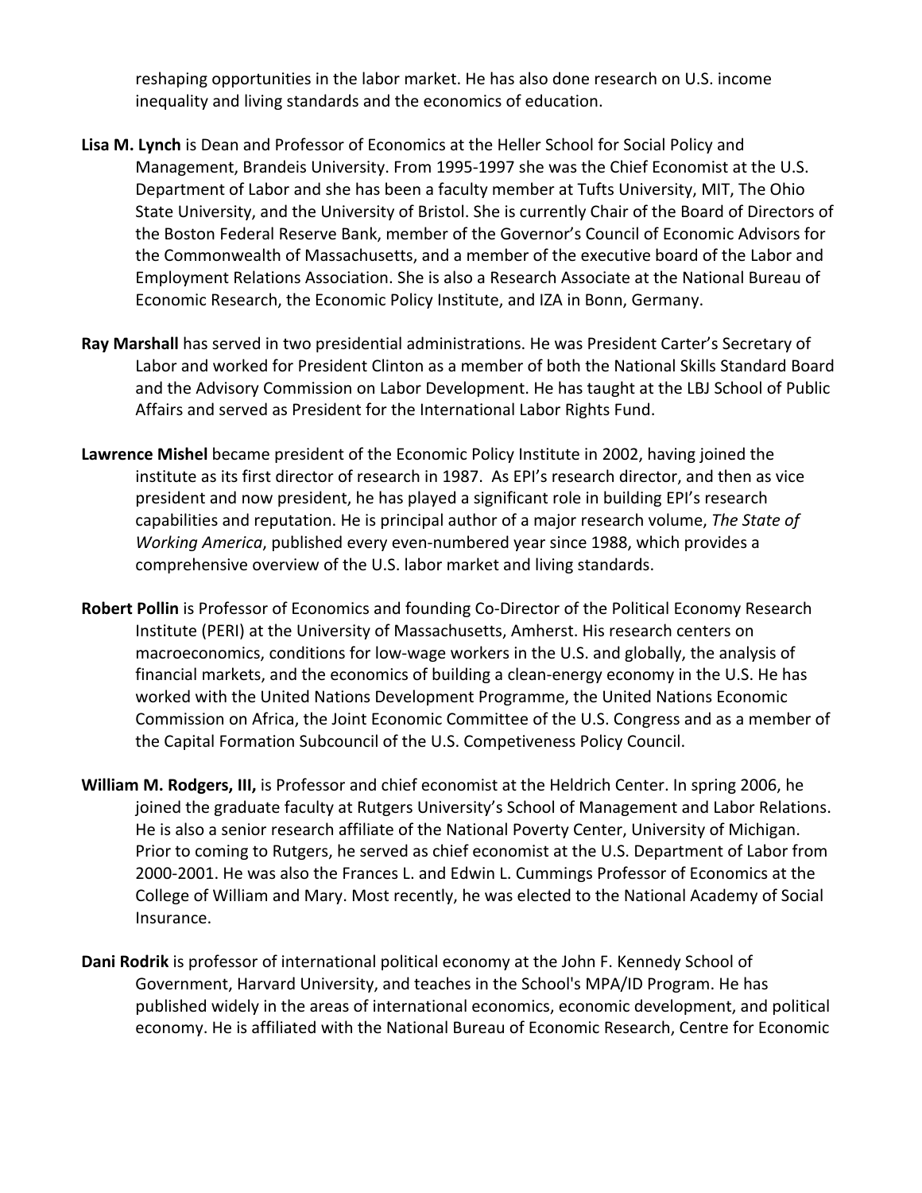reshaping opportunities in the labor market. He has also done research on U.S. income inequality and living standards and the economics of education.

**Lisa M. Lynch** is Dean and Professor of Economics at the Heller School for Social Policy and Management, Brandeis University. From 1995-1997 she was the Chief Economist at the U.S. Department of Labor and she has been a faculty member at Tufts University, MIT, The Ohio State University, and the University of Bristol. She is currently Chair of the Board of Directors of the Boston Federal Reserve Bank, member of the Governor's Council of Economic Advisors for the Commonwealth of Massachusetts, and a member of the executive board of the Labor and Employment Relations Association. She is also a Research Associate at the National Bureau of Economic Research, the Economic Policy Institute, and IZA in Bonn, Germany.

**Ray Marshall** has served in two presidential administrations. He was President Carter's Secretary of Labor and worked for President Clinton as a member of both the National Skills Standard Board and the Advisory Commission on Labor Development. He has taught at the LBJ School of Public Affairs and served as President for the International Labor Rights Fund.

**Lawrence Mishel** became president of the Economic Policy Institute in 2002, having joined the institute as its first director of research in 1987. As EPI's research director, and then as vice president and now president, he has played a significant role in building EPI's research capabilities and reputation. He is principal author of a major research volume, *The State of Working America*, published every even-numbered year since 1988, which provides a comprehensive overview of the U.S. labor market and living standards.

**Robert Pollin** is Professor of Economics and founding Co-Director of the Political Economy Research Institute (PERI) at the University of Massachusetts, Amherst. His research centers on macroeconomics, conditions for low-wage workers in the U.S. and globally, the analysis of financial markets, and the economics of building a clean-energy economy in the U.S. He has worked with the United Nations Development Programme, the United Nations Economic Commission on Africa, the Joint Economic Committee of the U.S. Congress and as a member of the Capital Formation Subcouncil of the U.S. Competiveness Policy Council.

**William M. Rodgers, III,** is Professor and chief economist at the Heldrich Center. In spring 2006, he joined the graduate faculty at Rutgers University's School of Management and Labor Relations. He is also a senior research affiliate of the National Poverty Center, University of Michigan. Prior to coming to Rutgers, he served as chief economist at the U.S. Department of Labor from 2000-2001. He was also the Frances L. and Edwin L. Cummings Professor of Economics at the College of William and Mary. Most recently, he was elected to the National Academy of Social Insurance.

**Dani Rodrik** is professor of international political economy at the John F. Kennedy School of Government, Harvard University, and teaches in the School's MPA/ID Program. He has published widely in the areas of international economics, economic development, and political economy. He is affiliated with the National Bureau of Economic Research, Centre for Economic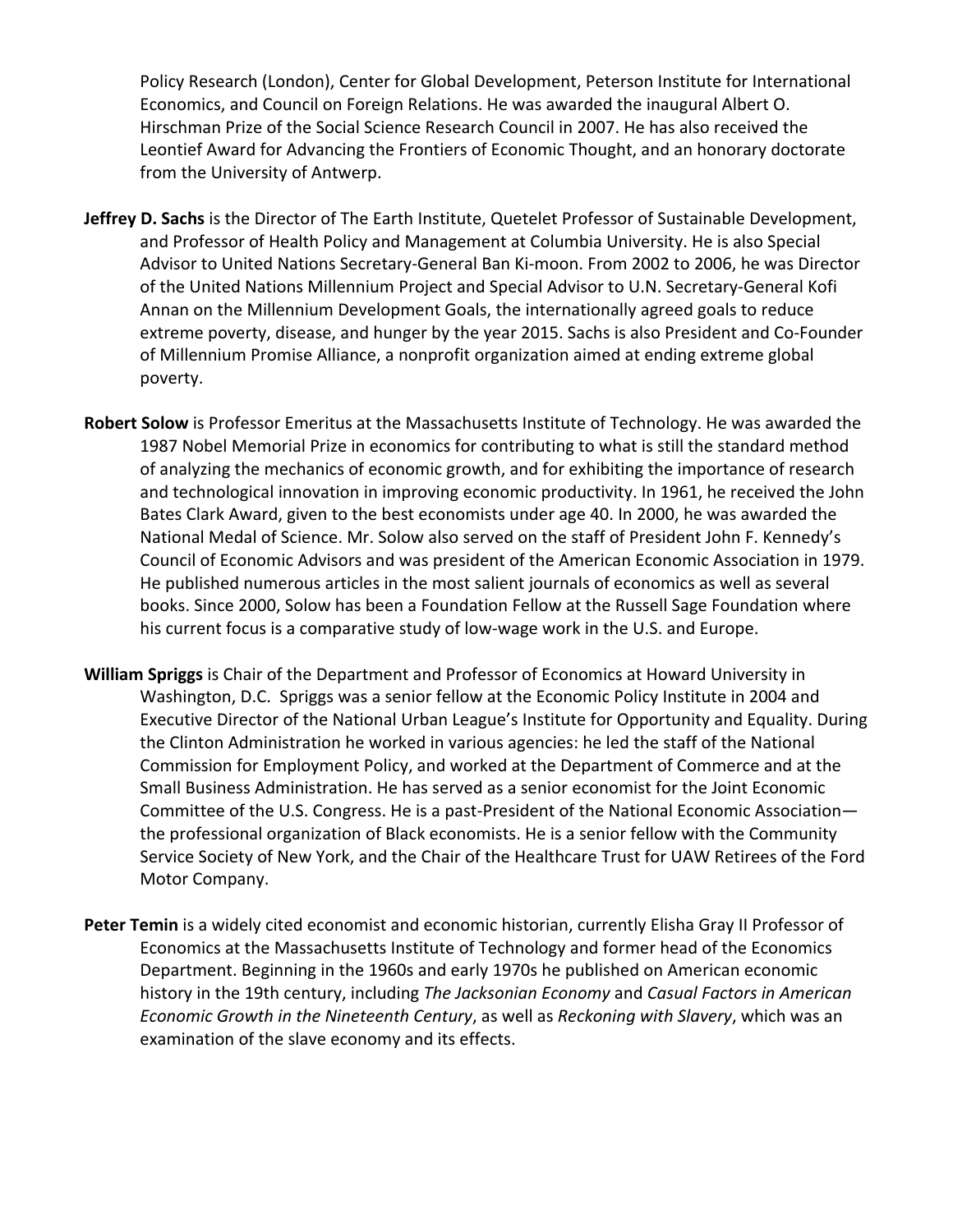Policy Research (London), Center for Global Development, Peterson Institute for International Economics, and Council on Foreign Relations. He was awarded the inaugural Albert O. Hirschman Prize of the Social Science Research Council in 2007. He has also received the Leontief Award for Advancing the Frontiers of Economic Thought, and an honorary doctorate from the University of Antwerp.

**Jeffrey D. Sachs** is the Director of The Earth Institute, Quetelet Professor of Sustainable Development, and Professor of Health Policy and Management at Columbia University. He is also Special Advisor to United Nations Secretary-General Ban Ki-moon. From 2002 to 2006, he was Director of the United Nations Millennium Project and Special Advisor to U.N. Secretary-General Kofi Annan on the Millennium Development Goals, the internationally agreed goals to reduce extreme poverty, disease, and hunger by the year 2015. Sachs is also President and Co-Founder of Millennium Promise Alliance, a nonprofit organization aimed at ending extreme global poverty.

**Robert Solow** is Professor Emeritus at the Massachusetts Institute of Technology. He was awarded the 1987 Nobel Memorial Prize in economics for contributing to what is still the standard method of analyzing the mechanics of economic growth, and for exhibiting the importance of research and technological innovation in improving economic productivity. In 1961, he received the John Bates Clark Award, given to the best economists under age 40. In 2000, he was awarded the National Medal of Science. Mr. Solow also served on the staff of President John F. Kennedy's Council of Economic Advisors and was president of the American Economic Association in 1979. He published numerous articles in the most salient journals of economics as well as several books. Since 2000, Solow has been a Foundation Fellow at the Russell Sage Foundation where his current focus is a comparative study of low-wage work in the U.S. and Europe.

**William Spriggs** is Chair of the Department and Professor of Economics at Howard University in Washington, D.C. Spriggs was a senior fellow at the Economic Policy Institute in 2004 and Executive Director of the National Urban League's Institute for Opportunity and Equality. During the Clinton Administration he worked in various agencies: he led the staff of the National Commission for Employment Policy, and worked at the Department of Commerce and at the Small Business Administration. He has served as a senior economist for the Joint Economic Committee of the U.S. Congress. He is a past-President of the National Economic Association—the professional organization of Black economists. He is a senior fellow with the Community Service Society of New York, and the Chair of the Healthcare Trust for UAW Retirees of the Ford Motor Company.

**Peter Temin** is a widely cited economist and economic historian, currently Elisha Gray II Professor of Economics at the Massachusetts Institute of Technology and former head of the Economics Department. Beginning in the 1960s and early 1970s he published on American economic history in the 19th century, including *The Jacksonian Economy* and *Casual Factors in American Economic Growth in the Nineteenth Century*, as well as *Reckoning with Slavery*, which was an examination of the slave economy and its effects.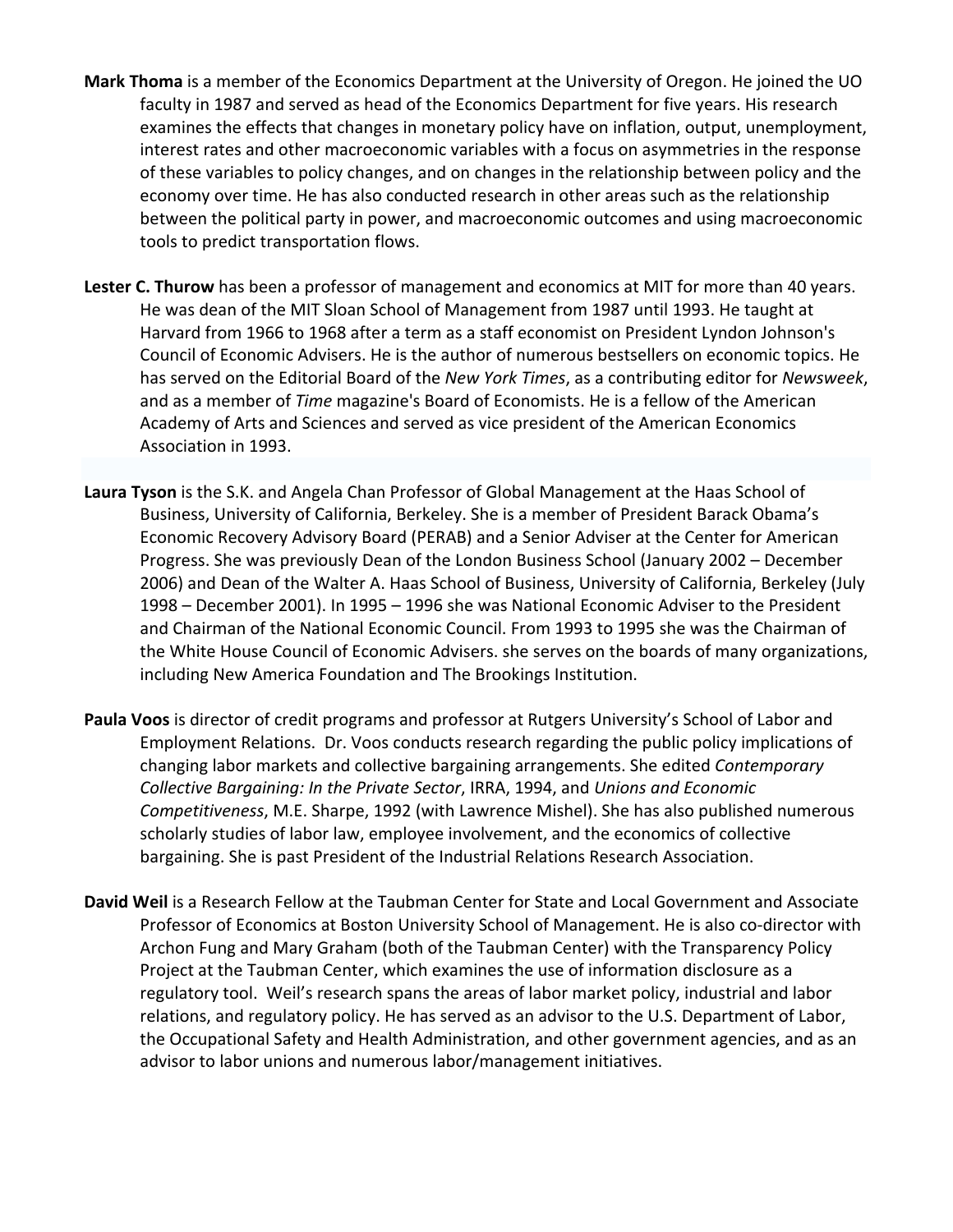**Mark Thoma** is a member of the Economics Department at the University of Oregon. He joined the UO faculty in 1987 and served as head of the Economics Department for five years. His research examines the effects that changes in monetary policy have on inflation, output, unemployment, interest rates and other macroeconomic variables with a focus on asymmetries in the response of these variables to policy changes, and on changes in the relationship between policy and the economy over time. He has also conducted research in other areas such as the relationship between the political party in power, and macroeconomic outcomes and using macroeconomic tools to predict transportation flows.

**Lester C. Thurow** has been a professor of management and economics at MIT for more than 40 years. He was dean of the MIT Sloan School of Management from 1987 until 1993. He taught at Harvard from 1966 to 1968 after a term as a staff economist on President Lyndon Johnson's Council of Economic Advisers. He is the author of numerous bestsellers on economic topics. He has served on the Editorial Board of the *New York Times*, as a contributing editor for *Newsweek*, and as a member of *Time* magazine's Board of Economists. He is a fellow of the American Academy of Arts and Sciences and served as vice president of the American Economics Association in 1993.

**Laura Tyson** is the S.K. and Angela Chan Professor of Global Management at the Haas School of Business, University of California, Berkeley. She is a member of President Barack Obama's Economic Recovery Advisory Board (PERAB) and a Senior Adviser at the Center for American Progress. She was previously Dean of the London Business School (January 2002 – December 2006) and Dean of the Walter A. Haas School of Business, University of California, Berkeley (July 1998 – December 2001). In 1995 – 1996 she was National Economic Adviser to the President and Chairman of the National Economic Council. From 1993 to 1995 she was the Chairman of the White House Council of Economic Advisers. she serves on the boards of many organizations, including New America Foundation and The Brookings Institution.

**Paula Voos** is director of credit programs and professor at Rutgers University's School of Labor and Employment Relations. Dr. Voos conducts research regarding the public policy implications of changing labor markets and collective bargaining arrangements. She edited *Contemporary Collective Bargaining: In the Private Sector*, IRRA, 1994, and *Unions and Economic Competitiveness*, M.E. Sharpe, 1992 (with Lawrence Mishel). She has also published numerous scholarly studies of labor law, employee involvement, and the economics of collective bargaining. She is past President of the Industrial Relations Research Association.

**David Weil** is a Research Fellow at the Taubman Center for State and Local Government and Associate Professor of Economics at Boston University School of Management. He is also co-director with Archon Fung and Mary Graham (both of the Taubman Center) with the Transparency Policy Project at the Taubman Center, which examines the use of information disclosure as a regulatory tool. Weil's research spans the areas of labor market policy, industrial and labor relations, and regulatory policy. He has served as an advisor to the U.S. Department of Labor, the Occupational Safety and Health Administration, and other government agencies, and as an advisor to labor unions and numerous labor/management initiatives.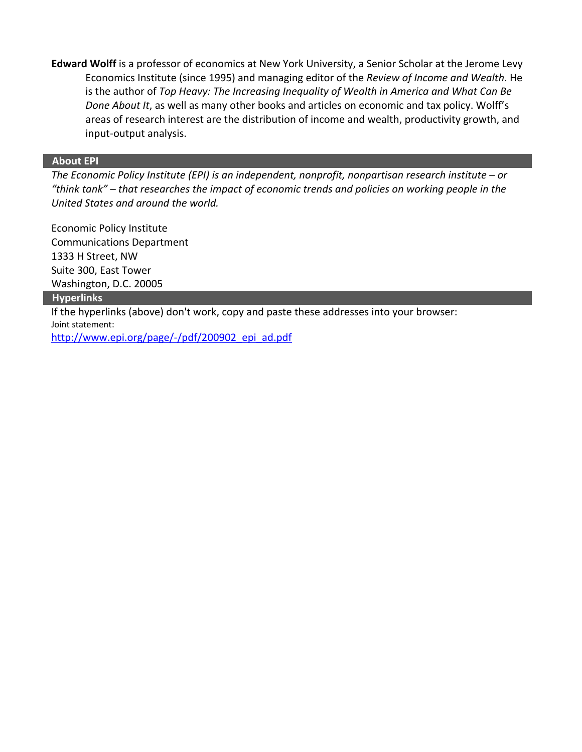**Edward Wolff** is a professor of economics at New York University, a Senior Scholar at the Jerome Levy Economics Institute (since 1995) and managing editor of the *Review of Income and Wealth*. He is the author of *Top Heavy: The Increasing Inequality of Wealth in America and What Can Be Done About It*, as well as many other books and articles on economic and tax policy. Wolff's areas of research interest are the distribution of income and wealth, productivity growth, and input-output analysis.

## About EPI

*The Economic Policy Institute (EPI) is an independent, nonprofit, nonpartisan research institute – or "think tank" – that researches the impact of economic trends and policies on working people in the United States and around the world.*

Economic Policy Institute
Communications Department
1333 H Street, NW
Suite 300, East Tower
Washington, D.C. 20005

## Hyperlinks

If the hyperlinks (above) don't work, copy and paste these addresses into your browser:

Joint statement:
http://www.epi.org/page/-/pdf/200902_epi_ad.pdf